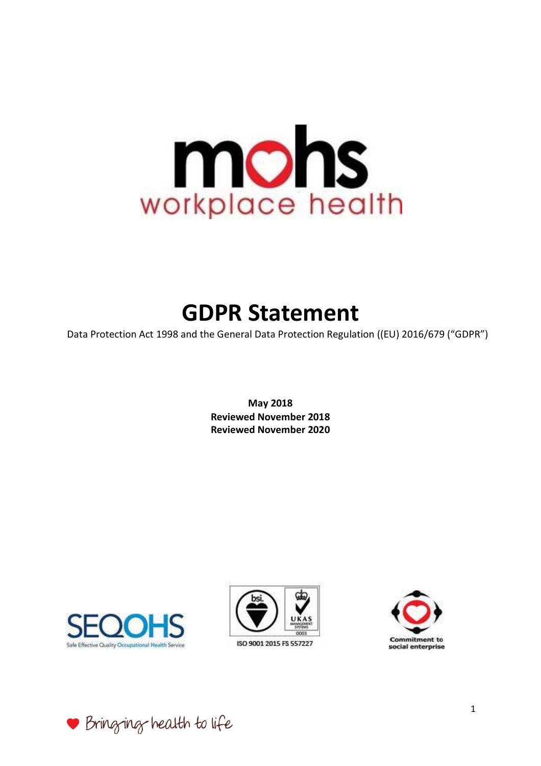mohs
workplace health

# GDPR Statement

Data Protection Act 1998 and the General Data Protection Regulation ((EU) 2016/679 ("GDPR")

**May 2018**
**Reviewed November 2018**
**Reviewed November 2020**

SEQOHS
Safe Effective Quality Occupational Health Service

ISO 9001 2015 FS 557227

Commitment to social enterprise

Bringing health to life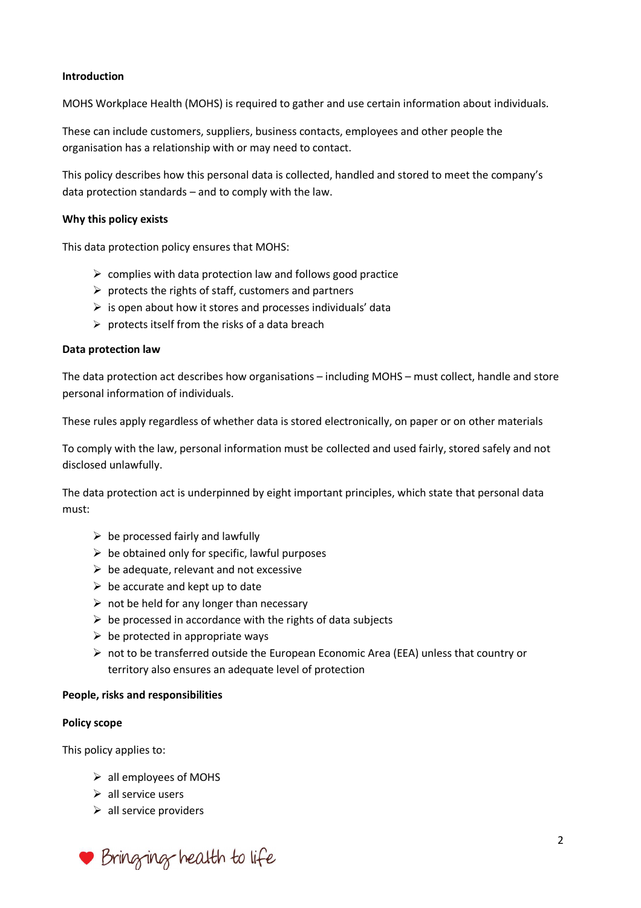**Introduction**

MOHS Workplace Health (MOHS) is required to gather and use certain information about individuals.

These can include customers, suppliers, business contacts, employees and other people the organisation has a relationship with or may need to contact.

This policy describes how this personal data is collected, handled and stored to meet the company's data protection standards – and to comply with the law.

**Why this policy exists**

This data protection policy ensures that MOHS:

- complies with data protection law and follows good practice
- protects the rights of staff, customers and partners
- is open about how it stores and processes individuals' data
- protects itself from the risks of a data breach

**Data protection law**

The data protection act describes how organisations – including MOHS – must collect, handle and store personal information of individuals.

These rules apply regardless of whether data is stored electronically, on paper or on other materials

To comply with the law, personal information must be collected and used fairly, stored safely and not disclosed unlawfully.

The data protection act is underpinned by eight important principles, which state that personal data must:

- be processed fairly and lawfully
- be obtained only for specific, lawful purposes
- be adequate, relevant and not excessive
- be accurate and kept up to date
- not be held for any longer than necessary
- be processed in accordance with the rights of data subjects
- be protected in appropriate ways
- not to be transferred outside the European Economic Area (EEA) unless that country or territory also ensures an adequate level of protection

**People, risks and responsibilities**

**Policy scope**

This policy applies to:

- all employees of MOHS
- all service users
- all service providers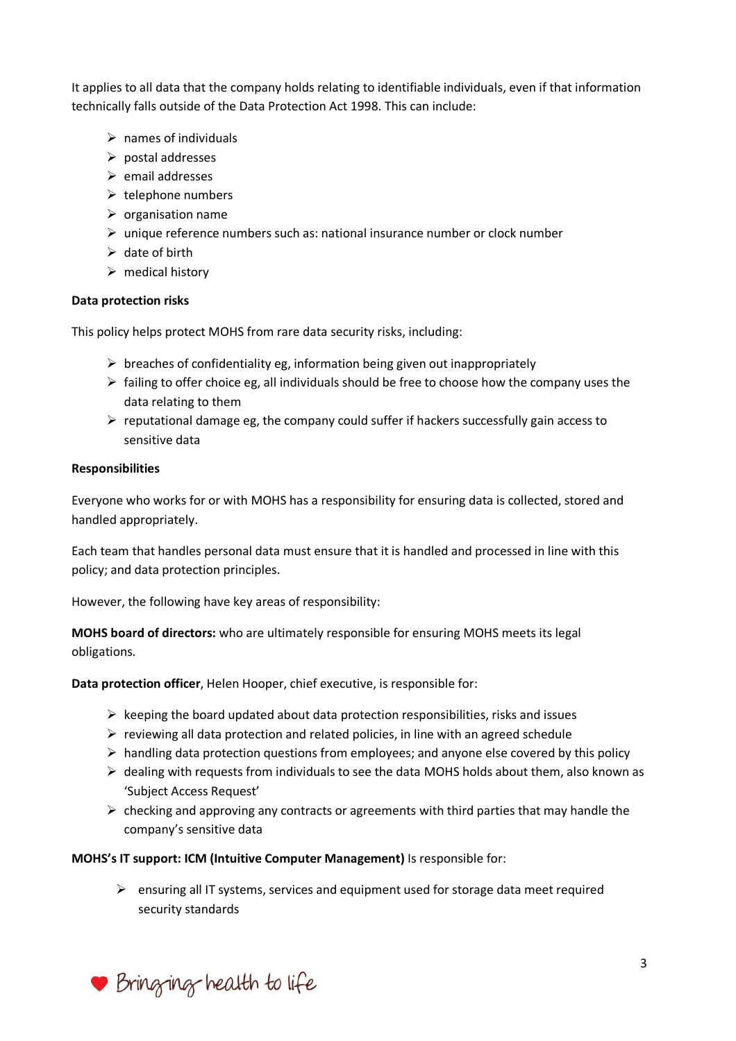It applies to all data that the company holds relating to identifiable individuals, even if that information technically falls outside of the Data Protection Act 1998. This can include:

- names of individuals
- postal addresses
- email addresses
- telephone numbers
- organisation name
- unique reference numbers such as: national insurance number or clock number
- date of birth
- medical history

**Data protection risks**

This policy helps protect MOHS from rare data security risks, including:

- breaches of confidentiality eg, information being given out inappropriately
- failing to offer choice eg, all individuals should be free to choose how the company uses the data relating to them
- reputational damage eg, the company could suffer if hackers successfully gain access to sensitive data

**Responsibilities**

Everyone who works for or with MOHS has a responsibility for ensuring data is collected, stored and handled appropriately.

Each team that handles personal data must ensure that it is handled and processed in line with this policy; and data protection principles.

However, the following have key areas of responsibility:

**MOHS board of directors:** who are ultimately responsible for ensuring MOHS meets its legal obligations.

**Data protection officer**, Helen Hooper, chief executive, is responsible for:

- keeping the board updated about data protection responsibilities, risks and issues
- reviewing all data protection and related policies, in line with an agreed schedule
- handling data protection questions from employees; and anyone else covered by this policy
- dealing with requests from individuals to see the data MOHS holds about them, also known as 'Subject Access Request'
- checking and approving any contracts or agreements with third parties that may handle the company's sensitive data

**MOHS's IT support: ICM (Intuitive Computer Management)** Is responsible for:

- ensuring all IT systems, services and equipment used for storage data meet required security standards

Bringing health to life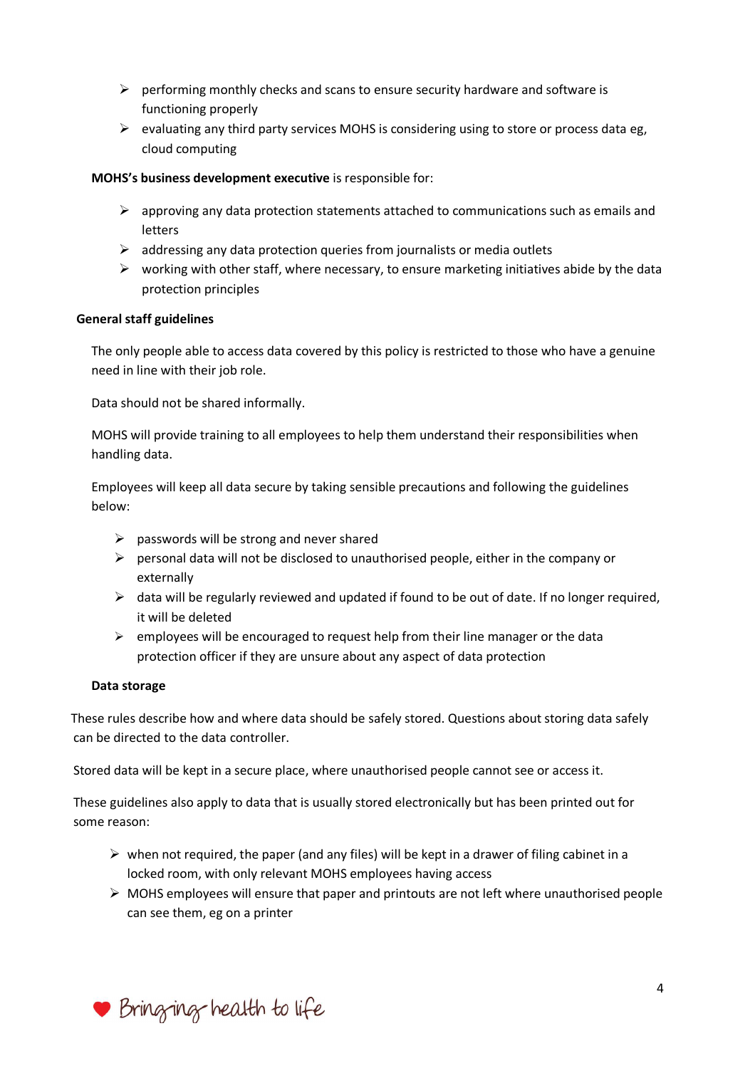- performing monthly checks and scans to ensure security hardware and software is functioning properly
- evaluating any third party services MOHS is considering using to store or process data eg, cloud computing

**MOHS's business development executive** is responsible for:

- approving any data protection statements attached to communications such as emails and letters
- addressing any data protection queries from journalists or media outlets
- working with other staff, where necessary, to ensure marketing initiatives abide by the data protection principles

**General staff guidelines**

The only people able to access data covered by this policy is restricted to those who have a genuine need in line with their job role.

Data should not be shared informally.

MOHS will provide training to all employees to help them understand their responsibilities when handling data.

Employees will keep all data secure by taking sensible precautions and following the guidelines below:

- passwords will be strong and never shared
- personal data will not be disclosed to unauthorised people, either in the company or externally
- data will be regularly reviewed and updated if found to be out of date. If no longer required, it will be deleted
- employees will be encouraged to request help from their line manager or the data protection officer if they are unsure about any aspect of data protection

**Data storage**

These rules describe how and where data should be safely stored. Questions about storing data safely can be directed to the data controller.

Stored data will be kept in a secure place, where unauthorised people cannot see or access it.

These guidelines also apply to data that is usually stored electronically but has been printed out for some reason:

- when not required, the paper (and any files) will be kept in a drawer of filing cabinet in a locked room, with only relevant MOHS employees having access
- MOHS employees will ensure that paper and printouts are not left where unauthorised people can see them, eg on a printer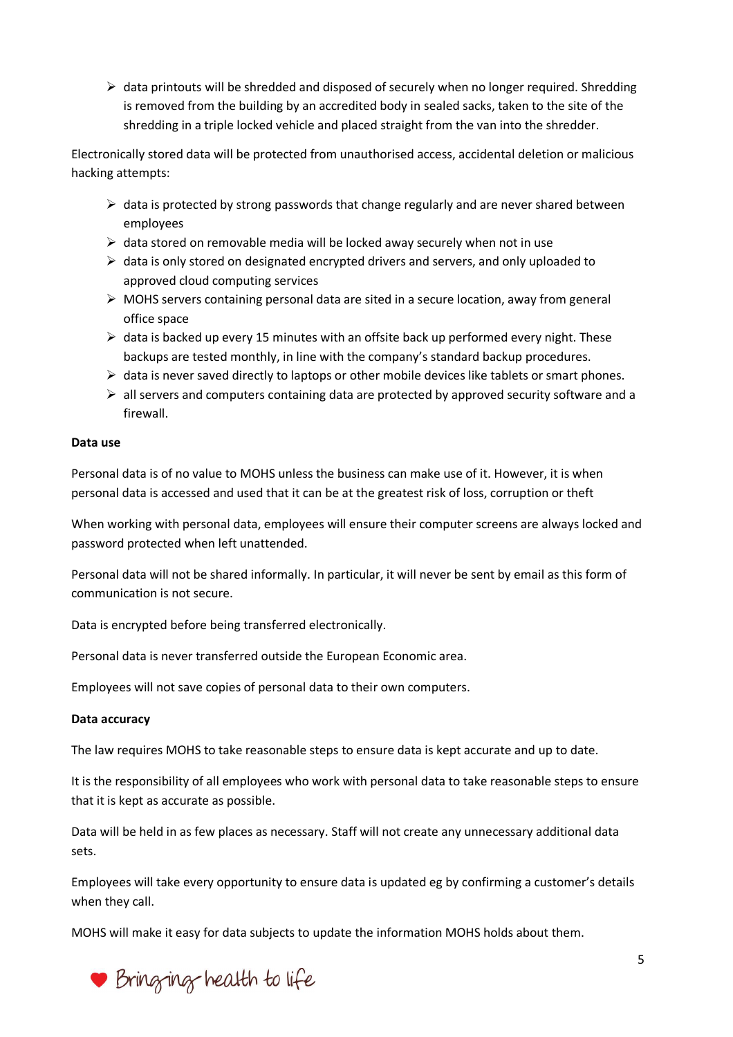- data printouts will be shredded and disposed of securely when no longer required. Shredding is removed from the building by an accredited body in sealed sacks, taken to the site of the shredding in a triple locked vehicle and placed straight from the van into the shredder.

Electronically stored data will be protected from unauthorised access, accidental deletion or malicious hacking attempts:

- data is protected by strong passwords that change regularly and are never shared between employees
- data stored on removable media will be locked away securely when not in use
- data is only stored on designated encrypted drivers and servers, and only uploaded to approved cloud computing services
- MOHS servers containing personal data are sited in a secure location, away from general office space
- data is backed up every 15 minutes with an offsite back up performed every night. These backups are tested monthly, in line with the company's standard backup procedures.
- data is never saved directly to laptops or other mobile devices like tablets or smart phones.
- all servers and computers containing data are protected by approved security software and a firewall.

**Data use**

Personal data is of no value to MOHS unless the business can make use of it. However, it is when personal data is accessed and used that it can be at the greatest risk of loss, corruption or theft

When working with personal data, employees will ensure their computer screens are always locked and password protected when left unattended.

Personal data will not be shared informally. In particular, it will never be sent by email as this form of communication is not secure.

Data is encrypted before being transferred electronically.

Personal data is never transferred outside the European Economic area.

Employees will not save copies of personal data to their own computers.

**Data accuracy**

The law requires MOHS to take reasonable steps to ensure data is kept accurate and up to date.

It is the responsibility of all employees who work with personal data to take reasonable steps to ensure that it is kept as accurate as possible.

Data will be held in as few places as necessary. Staff will not create any unnecessary additional data sets.

Employees will take every opportunity to ensure data is updated eg by confirming a customer's details when they call.

MOHS will make it easy for data subjects to update the information MOHS holds about them.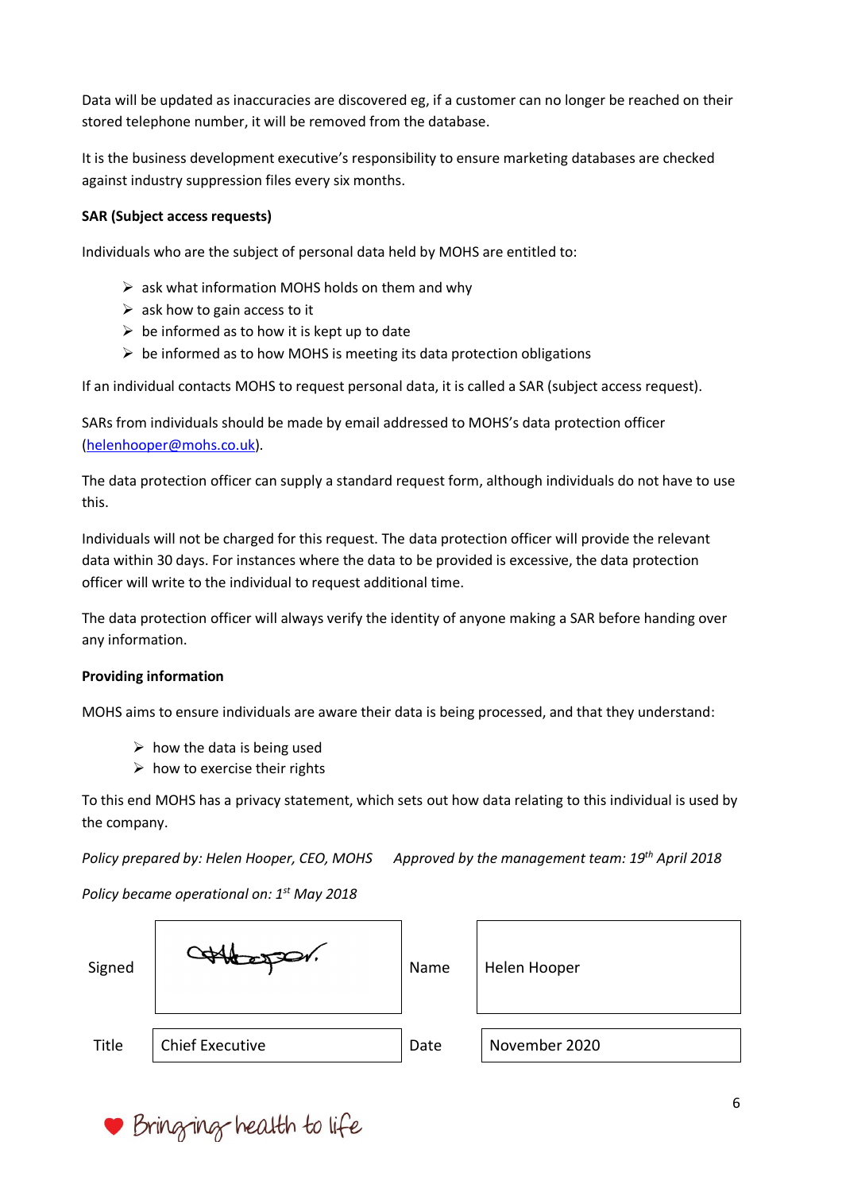Data will be updated as inaccuracies are discovered eg, if a customer can no longer be reached on their stored telephone number, it will be removed from the database.

It is the business development executive's responsibility to ensure marketing databases are checked against industry suppression files every six months.

**SAR (Subject access requests)**

Individuals who are the subject of personal data held by MOHS are entitled to:

- ask what information MOHS holds on them and why
- ask how to gain access to it
- be informed as to how it is kept up to date
- be informed as to how MOHS is meeting its data protection obligations

If an individual contacts MOHS to request personal data, it is called a SAR (subject access request).

SARs from individuals should be made by email addressed to MOHS's data protection officer (helenhooper@mohs.co.uk).

The data protection officer can supply a standard request form, although individuals do not have to use this.

Individuals will not be charged for this request. The data protection officer will provide the relevant data within 30 days. For instances where the data to be provided is excessive, the data protection officer will write to the individual to request additional time.

The data protection officer will always verify the identity of anyone making a SAR before handing over any information.

**Providing information**

MOHS aims to ensure individuals are aware their data is being processed, and that they understand:

- how the data is being used
- how to exercise their rights

To this end MOHS has a privacy statement, which sets out how data relating to this individual is used by the company.

*Policy prepared by: Helen Hooper, CEO, MOHS*     *Approved by the management team: 19th April 2018*

*Policy became operational on: 1st May 2018*

| | | | |
|---|---|---|---|
| Signed | [signature] | Name | Helen Hooper |
| Title | Chief Executive | Date | November 2020 |

Bringing health to life